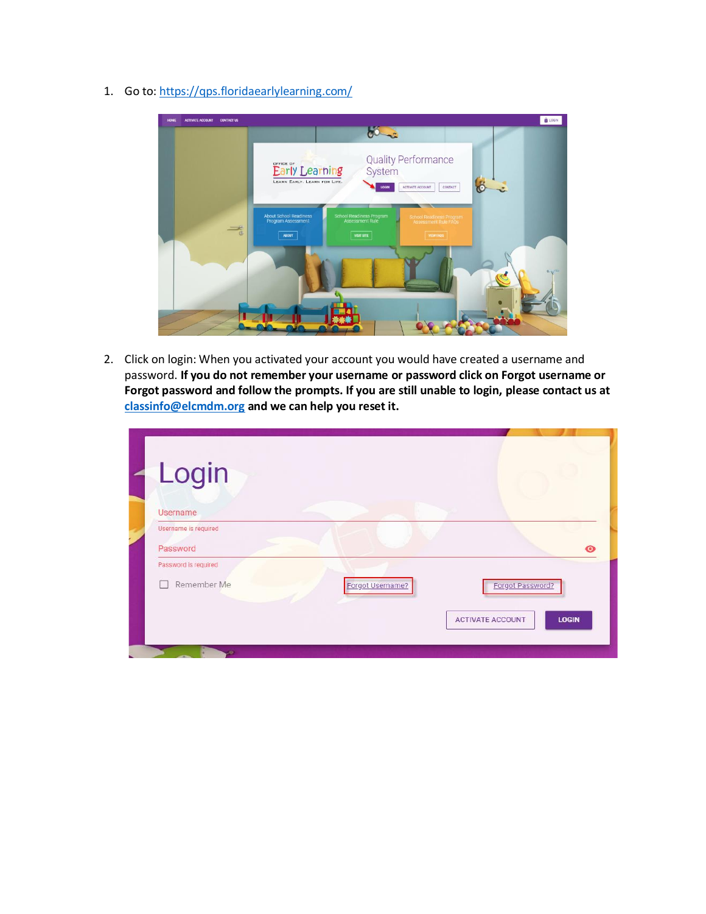1. Go to: https://qps.floridaearlylearning.com/

2. Click on login: When you activated your account you would have created a username and password. **If you do not remember your username or password click on Forgot username or Forgot password and follow the prompts. If you are still unable to login, please contact us at classinfo@elcmdm.org and we can help you reset it.**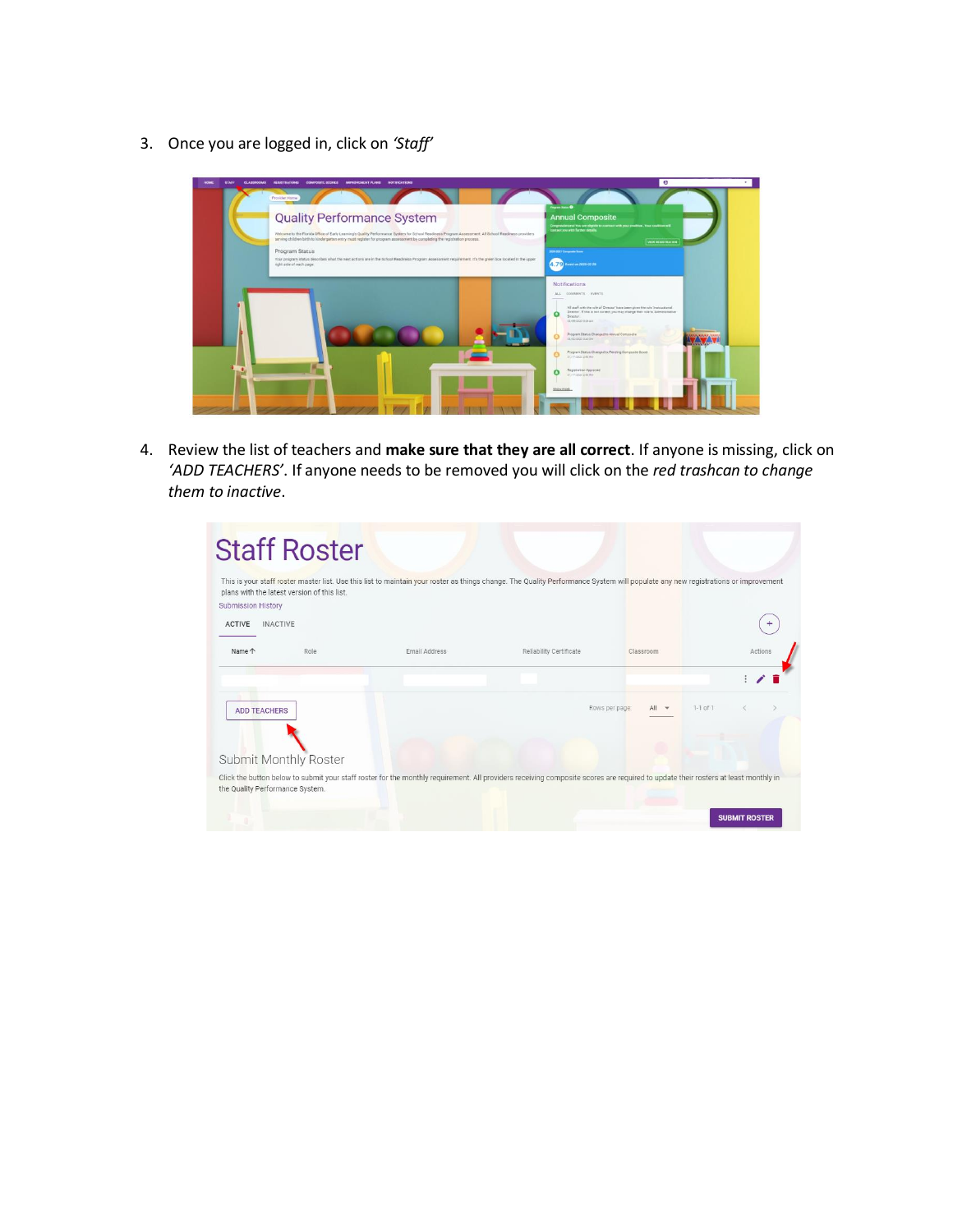3. Once you are logged in, click on *'Staff'*

4. Review the list of teachers and **make sure that they are all correct**. If anyone is missing, click on *'ADD TEACHERS'*. If anyone needs to be removed you will click on the *red trashcan to change them to inactive*.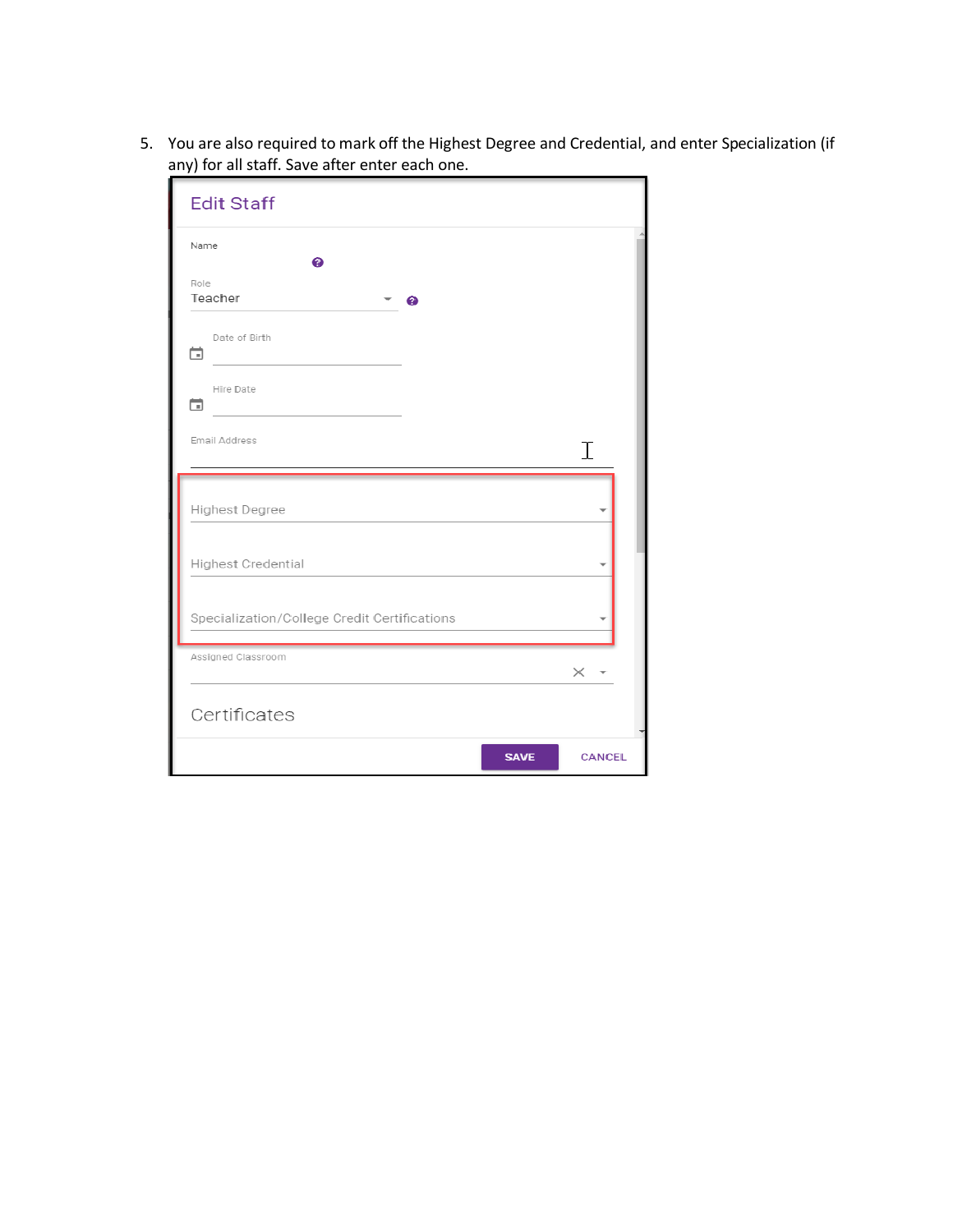5. You are also required to mark off the Highest Degree and Credential, and enter Specialization (if any) for all staff. Save after enter each one.

Edit Staff

Name

Role
Teacher

Date of Birth

Hire Date

Email Address

Highest Degree

Highest Credential

Specialization/College Credit Certifications

Assigned Classroom

Certificates

SAVE CANCEL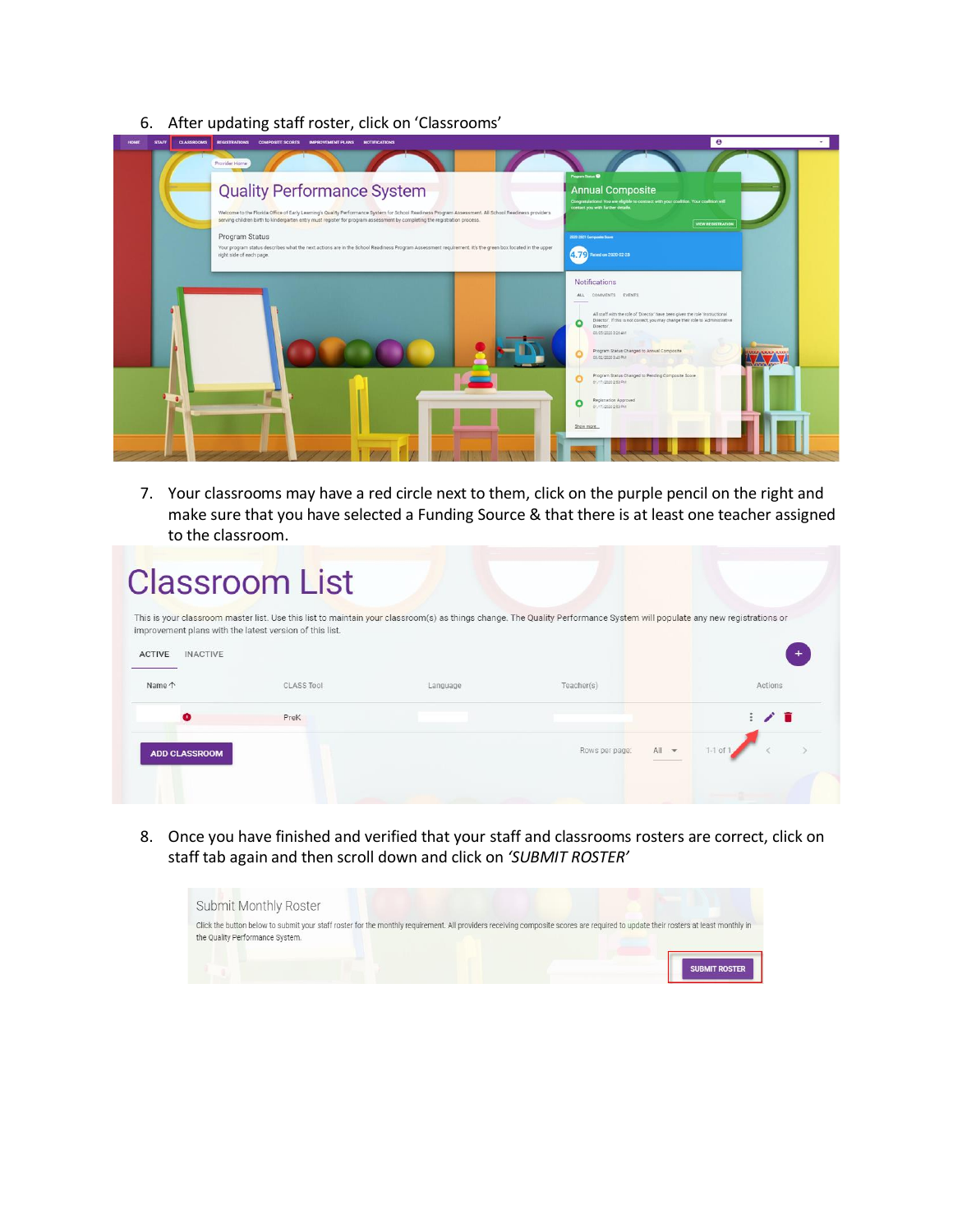6. After updating staff roster, click on 'Classrooms'

7. Your classrooms may have a red circle next to them, click on the purple pencil on the right and make sure that you have selected a Funding Source & that there is at least one teacher assigned to the classroom.

8. Once you have finished and verified that your staff and classrooms rosters are correct, click on staff tab again and then scroll down and click on *'SUBMIT ROSTER'*